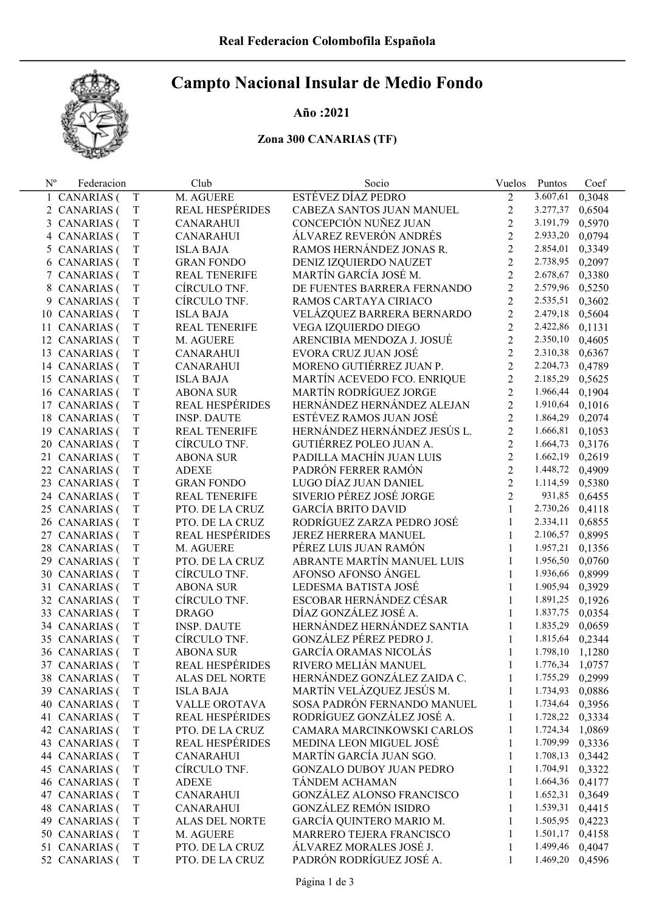Real Federacion Colombofila Española

# Campto Nacional Insular de Medio Fondo

**Año :2021**

**Zona 300 CANARIAS (TF)**

| Nº | Federacion | | Club | Socio | Vuelos | Puntos | Coef |
|---|---|---|---|---|---|---|---|
| 1 | CANARIAS ( | T | M. AGUERE | ESTÉVEZ DÍAZ PEDRO | 2 | 3.607,61 | 0,3048 |
| 2 | CANARIAS ( | T | REAL HESPÉRIDES | CABEZA SANTOS JUAN MANUEL | 2 | 3.277,37 | 0,6504 |
| 3 | CANARIAS ( | T | CANARAHUI | CONCEPCIÓN NUÑEZ JUAN | 2 | 3.191,79 | 0,5970 |
| 4 | CANARIAS ( | T | CANARAHUI | ÁLVAREZ REVERÓN ANDRÉS | 2 | 2.933,20 | 0,0794 |
| 5 | CANARIAS ( | T | ISLA BAJA | RAMOS HERNÁNDEZ JONAS R. | 2 | 2.854,01 | 0,3349 |
| 6 | CANARIAS ( | T | GRAN FONDO | DENIZ IZQUIERDO NAUZET | 2 | 2.738,95 | 0,2097 |
| 7 | CANARIAS ( | T | REAL TENERIFE | MARTÍN GARCÍA JOSÉ M. | 2 | 2.678,67 | 0,3380 |
| 8 | CANARIAS ( | T | CÍRCULO TNF. | DE FUENTES BARRERA FERNANDO | 2 | 2.579,96 | 0,5250 |
| 9 | CANARIAS ( | T | CÍRCULO TNF. | RAMOS CARTAYA CIRIACO | 2 | 2.535,51 | 0,3602 |
| 10 | CANARIAS ( | T | ISLA BAJA | VELÁZQUEZ BARRERA BERNARDO | 2 | 2.479,18 | 0,5604 |
| 11 | CANARIAS ( | T | REAL TENERIFE | VEGA IZQUIERDO DIEGO | 2 | 2.422,86 | 0,1131 |
| 12 | CANARIAS ( | T | M. AGUERE | ARENCIBIA MENDOZA J. JOSUÉ | 2 | 2.350,10 | 0,4605 |
| 13 | CANARIAS ( | T | CANARAHUI | EVORA CRUZ JUAN JOSÉ | 2 | 2.310,38 | 0,6367 |
| 14 | CANARIAS ( | T | CANARAHUI | MORENO GUTIÉRREZ JUAN P. | 2 | 2.204,73 | 0,4789 |
| 15 | CANARIAS ( | T | ISLA BAJA | MARTÍN ACEVEDO FCO. ENRIQUE | 2 | 2.185,29 | 0,5625 |
| 16 | CANARIAS ( | T | ABONA SUR | MARTÍN RODRÍGUEZ JORGE | 2 | 1.966,44 | 0,1904 |
| 17 | CANARIAS ( | T | REAL HESPÉRIDES | HERNÁNDEZ HERNÁNDEZ ALEJAN | 2 | 1.910,64 | 0,1016 |
| 18 | CANARIAS ( | T | INSP. DAUTE | ESTÉVEZ RAMOS JUAN JOSÉ | 2 | 1.864,29 | 0,2074 |
| 19 | CANARIAS ( | T | REAL TENERIFE | HERNÁNDEZ HERNÁNDEZ JESÚS L. | 2 | 1.666,81 | 0,1053 |
| 20 | CANARIAS ( | T | CÍRCULO TNF. | GUTIÉRREZ POLEO JUAN A. | 2 | 1.664,73 | 0,3176 |
| 21 | CANARIAS ( | T | ABONA SUR | PADILLA MACHÍN JUAN LUIS | 2 | 1.662,19 | 0,2619 |
| 22 | CANARIAS ( | T | ADEXE | PADRÓN FERRER RAMÓN | 2 | 1.448,72 | 0,4909 |
| 23 | CANARIAS ( | T | GRAN FONDO | LUGO DÍAZ JUAN DANIEL | 2 | 1.114,59 | 0,5380 |
| 24 | CANARIAS ( | T | REAL TENERIFE | SIVERIO PÉREZ JOSÉ JORGE | 2 | 931,85 | 0,6455 |
| 25 | CANARIAS ( | T | PTO. DE LA CRUZ | GARCÍA BRITO DAVID | 1 | 2.730,26 | 0,4118 |
| 26 | CANARIAS ( | T | PTO. DE LA CRUZ | RODRÍGUEZ ZARZA PEDRO JOSÉ | 1 | 2.334,11 | 0,6855 |
| 27 | CANARIAS ( | T | REAL HESPÉRIDES | JEREZ HERRERA MANUEL | 1 | 2.106,57 | 0,8995 |
| 28 | CANARIAS ( | T | M. AGUERE | PÉREZ LUIS JUAN RAMÓN | 1 | 1.957,21 | 0,1356 |
| 29 | CANARIAS ( | T | PTO. DE LA CRUZ | ABRANTE MARTÍN MANUEL LUIS | 1 | 1.956,50 | 0,0760 |
| 30 | CANARIAS ( | T | CÍRCULO TNF. | AFONSO AFONSO ÁNGEL | 1 | 1.936,66 | 0,8999 |
| 31 | CANARIAS ( | T | ABONA SUR | LEDESMA BATISTA JOSÉ | 1 | 1.905,94 | 0,3929 |
| 32 | CANARIAS ( | T | CÍRCULO TNF. | ESCOBAR HERNÁNDEZ CÉSAR | 1 | 1.891,25 | 0,1926 |
| 33 | CANARIAS ( | T | DRAGO | DÍAZ GONZÁLEZ JOSÉ A. | 1 | 1.837,75 | 0,0354 |
| 34 | CANARIAS ( | T | INSP. DAUTE | HERNÁNDEZ HERNÁNDEZ SANTIA | 1 | 1.835,29 | 0,0659 |
| 35 | CANARIAS ( | T | CÍRCULO TNF. | GONZÁLEZ PÉREZ PEDRO J. | 1 | 1.815,64 | 0,2344 |
| 36 | CANARIAS ( | T | ABONA SUR | GARCÍA ORAMAS NICOLÁS | 1 | 1.798,10 | 1,1280 |
| 37 | CANARIAS ( | T | REAL HESPÉRIDES | RIVERO MELIÁN MANUEL | 1 | 1.776,34 | 1,0757 |
| 38 | CANARIAS ( | T | ALAS DEL NORTE | HERNÁNDEZ GONZÁLEZ ZAIDA C. | 1 | 1.755,29 | 0,2999 |
| 39 | CANARIAS ( | T | ISLA BAJA | MARTÍN VELÁZQUEZ JESÚS M. | 1 | 1.734,93 | 0,0886 |
| 40 | CANARIAS ( | T | VALLE OROTAVA | SOSA PADRÓN FERNANDO MANUEL | 1 | 1.734,64 | 0,3956 |
| 41 | CANARIAS ( | T | REAL HESPÉRIDES | RODRÍGUEZ GONZÁLEZ JOSÉ A. | 1 | 1.728,22 | 0,3334 |
| 42 | CANARIAS ( | T | PTO. DE LA CRUZ | CAMARA MARCINKOWSKI CARLOS | 1 | 1.724,34 | 1,0869 |
| 43 | CANARIAS ( | T | REAL HESPÉRIDES | MEDINA LEON MIGUEL JOSÉ | 1 | 1.709,99 | 0,3336 |
| 44 | CANARIAS ( | T | CANARAHUI | MARTÍN GARCÍA JUAN SGO. | 1 | 1.708,13 | 0,3442 |
| 45 | CANARIAS ( | T | CÍRCULO TNF. | GONZALO DUBOY JUAN PEDRO | 1 | 1.704,91 | 0,3322 |
| 46 | CANARIAS ( | T | ADEXE | TÁNDEM ACHAMAN | 1 | 1.664,36 | 0,4177 |
| 47 | CANARIAS ( | T | CANARAHUI | GONZÁLEZ ALONSO FRANCISCO | 1 | 1.652,31 | 0,3649 |
| 48 | CANARIAS ( | T | CANARAHUI | GONZÁLEZ REMÓN ISIDRO | 1 | 1.539,31 | 0,4415 |
| 49 | CANARIAS ( | T | ALAS DEL NORTE | GARCÍA QUINTERO MARIO M. | 1 | 1.505,95 | 0,4223 |
| 50 | CANARIAS ( | T | M. AGUERE | MARRERO TEJERA FRANCISCO | 1 | 1.501,17 | 0,4158 |
| 51 | CANARIAS ( | T | PTO. DE LA CRUZ | ÁLVAREZ MORALES JOSÉ J. | 1 | 1.499,46 | 0,4047 |
| 52 | CANARIAS ( | T | PTO. DE LA CRUZ | PADRÓN RODRÍGUEZ JOSÉ A. | 1 | 1.469,20 | 0,4596 |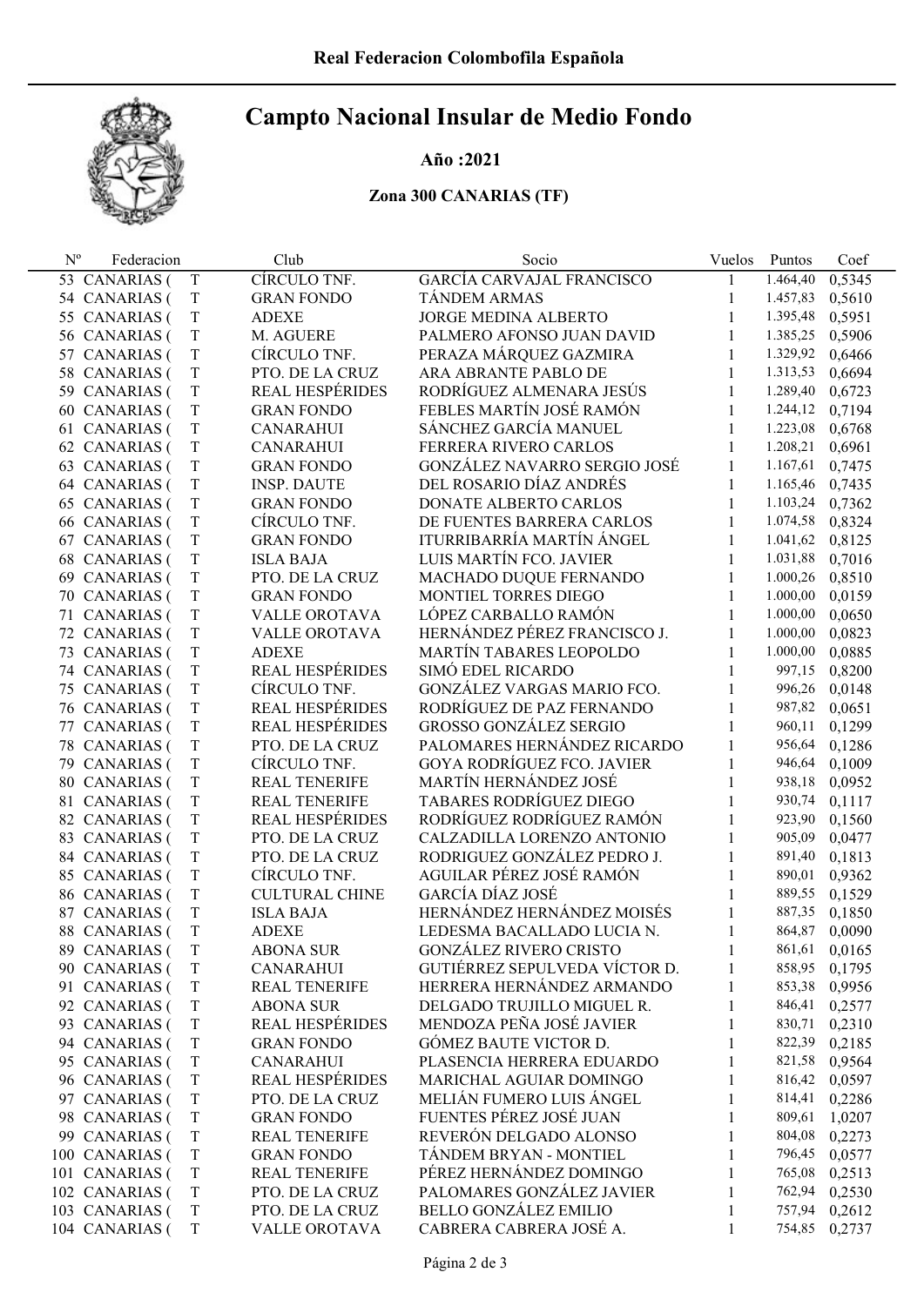Real Federacion Colombofila Española

# Campto Nacional Insular de Medio Fondo

**Año :2021**

**Zona 300 CANARIAS (TF)**

| Nº | Federacion | | Club | Socio | Vuelos | Puntos | Coef |
|---|---|---|---|---|---|---|---|
| 53 | CANARIAS ( | T | CÍRCULO TNF. | GARCÍA CARVAJAL FRANCISCO | 1 | 1.464,40 | 0,5345 |
| 54 | CANARIAS ( | T | GRAN FONDO | TÁNDEM ARMAS | 1 | 1.457,83 | 0,5610 |
| 55 | CANARIAS ( | T | ADEXE | JORGE MEDINA ALBERTO | 1 | 1.395,48 | 0,5951 |
| 56 | CANARIAS ( | T | M. AGUERE | PALMERO AFONSO JUAN DAVID | 1 | 1.385,25 | 0,5906 |
| 57 | CANARIAS ( | T | CÍRCULO TNF. | PERAZA MÁRQUEZ GAZMIRA | 1 | 1.329,92 | 0,6466 |
| 58 | CANARIAS ( | T | PTO. DE LA CRUZ | ARA ABRANTE PABLO DE | 1 | 1.313,53 | 0,6694 |
| 59 | CANARIAS ( | T | REAL HESPÉRIDES | RODRÍGUEZ ALMENARA JESÚS | 1 | 1.289,40 | 0,6723 |
| 60 | CANARIAS ( | T | GRAN FONDO | FEBLES MARTÍN JOSÉ RAMÓN | 1 | 1.244,12 | 0,7194 |
| 61 | CANARIAS ( | T | CANARAHUI | SÁNCHEZ GARCÍA MANUEL | 1 | 1.223,08 | 0,6768 |
| 62 | CANARIAS ( | T | CANARAHUI | FERRERA RIVERO CARLOS | 1 | 1.208,21 | 0,6961 |
| 63 | CANARIAS ( | T | GRAN FONDO | GONZÁLEZ NAVARRO SERGIO JOSÉ | 1 | 1.167,61 | 0,7475 |
| 64 | CANARIAS ( | T | INSP. DAUTE | DEL ROSARIO DÍAZ ANDRÉS | 1 | 1.165,46 | 0,7435 |
| 65 | CANARIAS ( | T | GRAN FONDO | DONATE ALBERTO CARLOS | 1 | 1.103,24 | 0,7362 |
| 66 | CANARIAS ( | T | CÍRCULO TNF. | DE FUENTES BARRERA CARLOS | 1 | 1.074,58 | 0,8324 |
| 67 | CANARIAS ( | T | GRAN FONDO | ITURRIBARRÍA MARTÍN ÁNGEL | 1 | 1.041,62 | 0,8125 |
| 68 | CANARIAS ( | T | ISLA BAJA | LUIS MARTÍN FCO. JAVIER | 1 | 1.031,88 | 0,7016 |
| 69 | CANARIAS ( | T | PTO. DE LA CRUZ | MACHADO DUQUE FERNANDO | 1 | 1.000,26 | 0,8510 |
| 70 | CANARIAS ( | T | GRAN FONDO | MONTIEL TORRES DIEGO | 1 | 1.000,00 | 0,0159 |
| 71 | CANARIAS ( | T | VALLE OROTAVA | LÓPEZ CARBALLO RAMÓN | 1 | 1.000,00 | 0,0650 |
| 72 | CANARIAS ( | T | VALLE OROTAVA | HERNÁNDEZ PÉREZ FRANCISCO J. | 1 | 1.000,00 | 0,0823 |
| 73 | CANARIAS ( | T | ADEXE | MARTÍN TABARES LEOPOLDO | 1 | 1.000,00 | 0,0885 |
| 74 | CANARIAS ( | T | REAL HESPÉRIDES | SIMÓ EDEL RICARDO | 1 | 997,15 | 0,8200 |
| 75 | CANARIAS ( | T | CÍRCULO TNF. | GONZÁLEZ VARGAS MARIO FCO. | 1 | 996,26 | 0,0148 |
| 76 | CANARIAS ( | T | REAL HESPÉRIDES | RODRÍGUEZ DE PAZ FERNANDO | 1 | 987,82 | 0,0651 |
| 77 | CANARIAS ( | T | REAL HESPÉRIDES | GROSSO GONZÁLEZ SERGIO | 1 | 960,11 | 0,1299 |
| 78 | CANARIAS ( | T | PTO. DE LA CRUZ | PALOMARES HERNÁNDEZ RICARDO | 1 | 956,64 | 0,1286 |
| 79 | CANARIAS ( | T | CÍRCULO TNF. | GOYA RODRÍGUEZ FCO. JAVIER | 1 | 946,64 | 0,1009 |
| 80 | CANARIAS ( | T | REAL TENERIFE | MARTÍN HERNÁNDEZ JOSÉ | 1 | 938,18 | 0,0952 |
| 81 | CANARIAS ( | T | REAL TENERIFE | TABARES RODRÍGUEZ DIEGO | 1 | 930,74 | 0,1117 |
| 82 | CANARIAS ( | T | REAL HESPÉRIDES | RODRÍGUEZ RODRÍGUEZ RAMÓN | 1 | 923,90 | 0,1560 |
| 83 | CANARIAS ( | T | PTO. DE LA CRUZ | CALZADILLA LORENZO ANTONIO | 1 | 905,09 | 0,0477 |
| 84 | CANARIAS ( | T | PTO. DE LA CRUZ | RODRIGUEZ GONZÁLEZ PEDRO J. | 1 | 891,40 | 0,1813 |
| 85 | CANARIAS ( | T | CÍRCULO TNF. | AGUILAR PÉREZ JOSÉ RAMÓN | 1 | 890,01 | 0,9362 |
| 86 | CANARIAS ( | T | CULTURAL CHINE | GARCÍA DÍAZ JOSÉ | 1 | 889,55 | 0,1529 |
| 87 | CANARIAS ( | T | ISLA BAJA | HERNÁNDEZ HERNÁNDEZ MOISÉS | 1 | 887,35 | 0,1850 |
| 88 | CANARIAS ( | T | ADEXE | LEDESMA BACALLADO LUCIA N. | 1 | 864,87 | 0,0090 |
| 89 | CANARIAS ( | T | ABONA SUR | GONZÁLEZ RIVERO CRISTO | 1 | 861,61 | 0,0165 |
| 90 | CANARIAS ( | T | CANARAHUI | GUTIÉRREZ SEPULVEDA VÍCTOR D. | 1 | 858,95 | 0,1795 |
| 91 | CANARIAS ( | T | REAL TENERIFE | HERRERA HERNÁNDEZ ARMANDO | 1 | 853,38 | 0,9956 |
| 92 | CANARIAS ( | T | ABONA SUR | DELGADO TRUJILLO MIGUEL R. | 1 | 846,41 | 0,2577 |
| 93 | CANARIAS ( | T | REAL HESPÉRIDES | MENDOZA PEÑA JOSÉ JAVIER | 1 | 830,71 | 0,2310 |
| 94 | CANARIAS ( | T | GRAN FONDO | GÓMEZ BAUTE VICTOR D. | 1 | 822,39 | 0,2185 |
| 95 | CANARIAS ( | T | CANARAHUI | PLASENCIA HERRERA EDUARDO | 1 | 821,58 | 0,9564 |
| 96 | CANARIAS ( | T | REAL HESPÉRIDES | MARICHAL AGUIAR DOMINGO | 1 | 816,42 | 0,0597 |
| 97 | CANARIAS ( | T | PTO. DE LA CRUZ | MELIÁN FUMERO LUIS ÁNGEL | 1 | 814,41 | 0,2286 |
| 98 | CANARIAS ( | T | GRAN FONDO | FUENTES PÉREZ JOSÉ JUAN | 1 | 809,61 | 1,0207 |
| 99 | CANARIAS ( | T | REAL TENERIFE | REVERÓN DELGADO ALONSO | 1 | 804,08 | 0,2273 |
| 100 | CANARIAS ( | T | GRAN FONDO | TÁNDEM BRYAN - MONTIEL | 1 | 796,45 | 0,0577 |
| 101 | CANARIAS ( | T | REAL TENERIFE | PÉREZ HERNÁNDEZ DOMINGO | 1 | 765,08 | 0,2513 |
| 102 | CANARIAS ( | T | PTO. DE LA CRUZ | PALOMARES GONZÁLEZ JAVIER | 1 | 762,94 | 0,2530 |
| 103 | CANARIAS ( | T | PTO. DE LA CRUZ | BELLO GONZÁLEZ EMILIO | 1 | 757,94 | 0,2612 |
| 104 | CANARIAS ( | T | VALLE OROTAVA | CABRERA CABRERA JOSÉ A. | 1 | 754,85 | 0,2737 |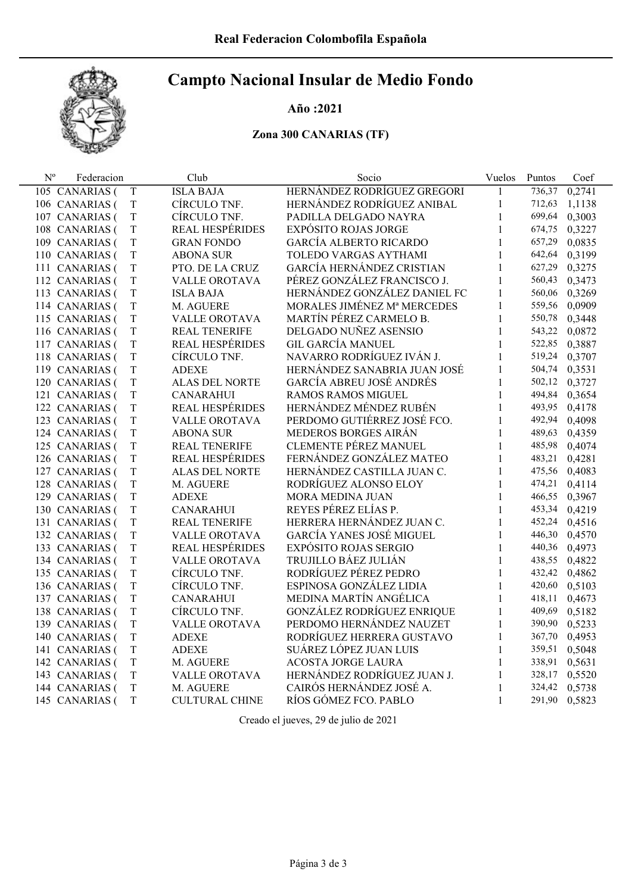Real Federacion Colombofila Española

# Campto Nacional Insular de Medio Fondo

**Año :2021**

**Zona 300 CANARIAS (TF)**

| Nº | Federacion | | Club | Socio | Vuelos | Puntos | Coef |
|---|---|---|---|---|---|---|---|
| 105 | CANARIAS ( | T | ISLA BAJA | HERNÁNDEZ RODRÍGUEZ GREGORI | 1 | 736,37 | 0,2741 |
| 106 | CANARIAS ( | T | CÍRCULO TNF. | HERNÁNDEZ RODRÍGUEZ ANIBAL | 1 | 712,63 | 1,1138 |
| 107 | CANARIAS ( | T | CÍRCULO TNF. | PADILLA DELGADO NAYRA | 1 | 699,64 | 0,3003 |
| 108 | CANARIAS ( | T | REAL HESPÉRIDES | EXPÓSITO ROJAS JORGE | 1 | 674,75 | 0,3227 |
| 109 | CANARIAS ( | T | GRAN FONDO | GARCÍA ALBERTO RICARDO | 1 | 657,29 | 0,0835 |
| 110 | CANARIAS ( | T | ABONA SUR | TOLEDO VARGAS AYTHAMI | 1 | 642,64 | 0,3199 |
| 111 | CANARIAS ( | T | PTO. DE LA CRUZ | GARCÍA HERNÁNDEZ CRISTIAN | 1 | 627,29 | 0,3275 |
| 112 | CANARIAS ( | T | VALLE OROTAVA | PÉREZ GONZÁLEZ FRANCISCO J. | 1 | 560,43 | 0,3473 |
| 113 | CANARIAS ( | T | ISLA BAJA | HERNÁNDEZ GONZÁLEZ DANIEL FC | 1 | 560,06 | 0,3269 |
| 114 | CANARIAS ( | T | M. AGUERE | MORALES JIMÉNEZ Mª MERCEDES | 1 | 559,56 | 0,0909 |
| 115 | CANARIAS ( | T | VALLE OROTAVA | MARTÍN PÉREZ CARMELO B. | 1 | 550,78 | 0,3448 |
| 116 | CANARIAS ( | T | REAL TENERIFE | DELGADO NUÑEZ ASENSIO | 1 | 543,22 | 0,0872 |
| 117 | CANARIAS ( | T | REAL HESPÉRIDES | GIL GARCÍA MANUEL | 1 | 522,85 | 0,3887 |
| 118 | CANARIAS ( | T | CÍRCULO TNF. | NAVARRO RODRÍGUEZ IVÁN J. | 1 | 519,24 | 0,3707 |
| 119 | CANARIAS ( | T | ADEXE | HERNÁNDEZ SANABRIA JUAN JOSÉ | 1 | 504,74 | 0,3531 |
| 120 | CANARIAS ( | T | ALAS DEL NORTE | GARCÍA ABREU JOSÉ ANDRÉS | 1 | 502,12 | 0,3727 |
| 121 | CANARIAS ( | T | CANARAHUI | RAMOS RAMOS MIGUEL | 1 | 494,84 | 0,3654 |
| 122 | CANARIAS ( | T | REAL HESPÉRIDES | HERNÁNDEZ MÉNDEZ RUBÉN | 1 | 493,95 | 0,4178 |
| 123 | CANARIAS ( | T | VALLE OROTAVA | PERDOMO GUTIÉRREZ JOSÉ FCO. | 1 | 492,94 | 0,4098 |
| 124 | CANARIAS ( | T | ABONA SUR | MEDEROS BORGES AIRÁN | 1 | 489,63 | 0,4359 |
| 125 | CANARIAS ( | T | REAL TENERIFE | CLEMENTE PÉREZ MANUEL | 1 | 485,98 | 0,4074 |
| 126 | CANARIAS ( | T | REAL HESPÉRIDES | FERNÁNDEZ GONZÁLEZ MATEO | 1 | 483,21 | 0,4281 |
| 127 | CANARIAS ( | T | ALAS DEL NORTE | HERNÁNDEZ CASTILLA JUAN C. | 1 | 475,56 | 0,4083 |
| 128 | CANARIAS ( | T | M. AGUERE | RODRÍGUEZ ALONSO ELOY | 1 | 474,21 | 0,4114 |
| 129 | CANARIAS ( | T | ADEXE | MORA MEDINA JUAN | 1 | 466,55 | 0,3967 |
| 130 | CANARIAS ( | T | CANARAHUI | REYES PÉREZ ELÍAS P. | 1 | 453,34 | 0,4219 |
| 131 | CANARIAS ( | T | REAL TENERIFE | HERRERA HERNÁNDEZ JUAN C. | 1 | 452,24 | 0,4516 |
| 132 | CANARIAS ( | T | VALLE OROTAVA | GARCÍA YANES JOSÉ MIGUEL | 1 | 446,30 | 0,4570 |
| 133 | CANARIAS ( | T | REAL HESPÉRIDES | EXPÓSITO ROJAS SERGIO | 1 | 440,36 | 0,4973 |
| 134 | CANARIAS ( | T | VALLE OROTAVA | TRUJILLO BÁEZ JULIÁN | 1 | 438,55 | 0,4822 |
| 135 | CANARIAS ( | T | CÍRCULO TNF. | RODRÍGUEZ PÉREZ PEDRO | 1 | 432,42 | 0,4862 |
| 136 | CANARIAS ( | T | CÍRCULO TNF. | ESPINOSA GONZÁLEZ LIDIA | 1 | 420,60 | 0,5103 |
| 137 | CANARIAS ( | T | CANARAHUI | MEDINA MARTÍN ANGÉLICA | 1 | 418,11 | 0,4673 |
| 138 | CANARIAS ( | T | CÍRCULO TNF. | GONZÁLEZ RODRÍGUEZ ENRIQUE | 1 | 409,69 | 0,5182 |
| 139 | CANARIAS ( | T | VALLE OROTAVA | PERDOMO HERNÁNDEZ NAUZET | 1 | 390,90 | 0,5233 |
| 140 | CANARIAS ( | T | ADEXE | RODRÍGUEZ HERRERA GUSTAVO | 1 | 367,70 | 0,4953 |
| 141 | CANARIAS ( | T | ADEXE | SUÁREZ LÓPEZ JUAN LUIS | 1 | 359,51 | 0,5048 |
| 142 | CANARIAS ( | T | M. AGUERE | ACOSTA JORGE LAURA | 1 | 338,91 | 0,5631 |
| 143 | CANARIAS ( | T | VALLE OROTAVA | HERNÁNDEZ RODRÍGUEZ JUAN J. | 1 | 328,17 | 0,5520 |
| 144 | CANARIAS ( | T | M. AGUERE | CAIRÓS HERNÁNDEZ JOSÉ A. | 1 | 324,42 | 0,5738 |
| 145 | CANARIAS ( | T | CULTURAL CHINE | RÍOS GÓMEZ FCO. PABLO | 1 | 291,90 | 0,5823 |

Creado el jueves, 29 de julio de 2021